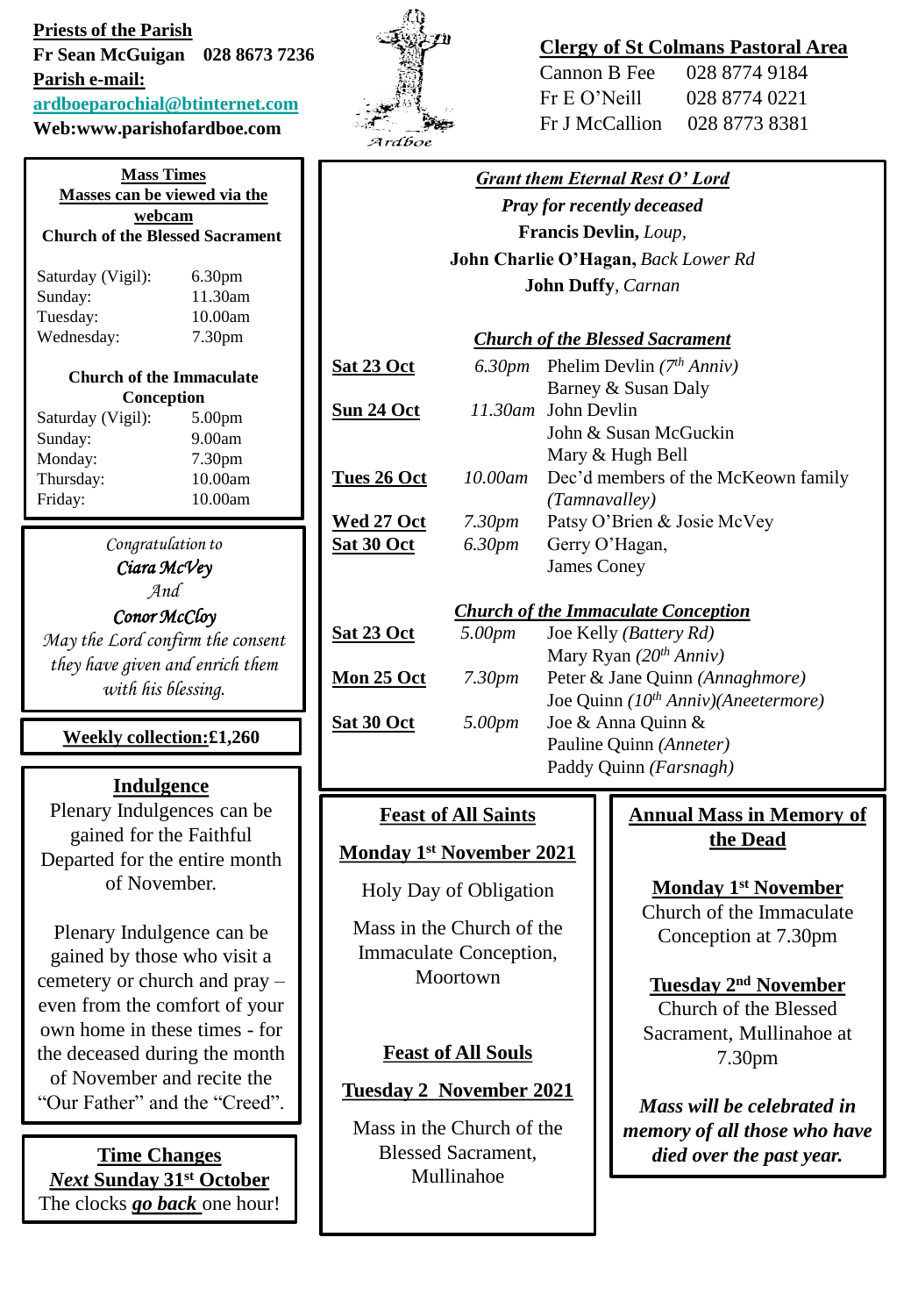**Priests of the Parish**

**Fr Sean McGuigan 028 8673 7236**

**Parish e-mail:**

**ardboeparochial@btinternet.com**

**Web:www.parishofardboe.com**

Ardboe

**Clergy of St Colmans Pastoral Area**

Cannon B Fee 028 8774 9184

Fr E O'Neill 028 8774 0221

Fr J McCallion 028 8773 8381

**Mass Times**

**Masses can be viewed via the webcam**

**Church of the Blessed Sacrament**

| | |
|---|---|
| Saturday (Vigil): | 6.30pm |
| Sunday: | 11.30am |
| Tuesday: | 10.00am |
| Wednesday: | 7.30pm |

**Church of the Immaculate Conception**

| | |
|---|---|
| Saturday (Vigil): | 5.00pm |
| Sunday: | 9.00am |
| Monday: | 7.30pm |
| Thursday: | 10.00am |
| Friday: | 10.00am |

*Congratulation to*

***Ciara McVey***

*And*

***Conor McCloy***

*May the Lord confirm the consent they have given and enrich them with his blessing.*

**Weekly collection:£1,260**

**Indulgence**

Plenary Indulgences can be gained for the Faithful Departed for the entire month of November.

Plenary Indulgence can be gained by those who visit a cemetery or church and pray – even from the comfort of your own home in these times - for the deceased during the month of November and recite the "Our Father" and the "Creed".

**Time Changes**

***Next* Sunday 31st October**

The clocks ***go back*** one hour!

***Grant them Eternal Rest O' Lord***

***Pray for recently deceased***

**Francis Devlin,** *Loup,*

**John Charlie O'Hagan,** *Back Lower Rd*

**John Duffy**, *Carnan*

***Church of the Blessed Sacrament***

| | | |
|---|---|---|
| **Sat 23 Oct** | *6.30pm* | Phelim Devlin *(7th Anniv)* |
| | | Barney & Susan Daly |
| **Sun 24 Oct** | *11.30am* | John Devlin |
| | | John & Susan McGuckin |
| | | Mary & Hugh Bell |
| **Tues 26 Oct** | *10.00am* | Dec'd members of the McKeown family *(Tamnavalley)* |
| **Wed 27 Oct** | *7.30pm* | Patsy O'Brien & Josie McVey |
| **Sat 30 Oct** | *6.30pm* | Gerry O'Hagan, |
| | | James Coney |

***Church of the Immaculate Conception***

| | | |
|---|---|---|
| **Sat 23 Oct** | *5.00pm* | Joe Kelly *(Battery Rd)* |
| | | Mary Ryan *(20th Anniv)* |
| **Mon 25 Oct** | *7.30pm* | Peter & Jane Quinn *(Annaghmore)* |
| | | Joe Quinn *(10th Anniv)(Aneetermore)* |
| **Sat 30 Oct** | *5.00pm* | Joe & Anna Quinn & |
| | | Pauline Quinn *(Anneter)* |
| | | Paddy Quinn *(Farsnagh)* |

**Feast of All Saints**

**Monday 1st November 2021**

Holy Day of Obligation

Mass in the Church of the Immaculate Conception, Moortown

**Feast of All Souls**

**Tuesday 2 November 2021**

Mass in the Church of the Blessed Sacrament, Mullinahoe

**Annual Mass in Memory of the Dead**

**Monday 1st November**

Church of the Immaculate Conception at 7.30pm

**Tuesday 2nd November**

Church of the Blessed Sacrament, Mullinahoe at 7.30pm

***Mass will be celebrated in memory of all those who have died over the past year.***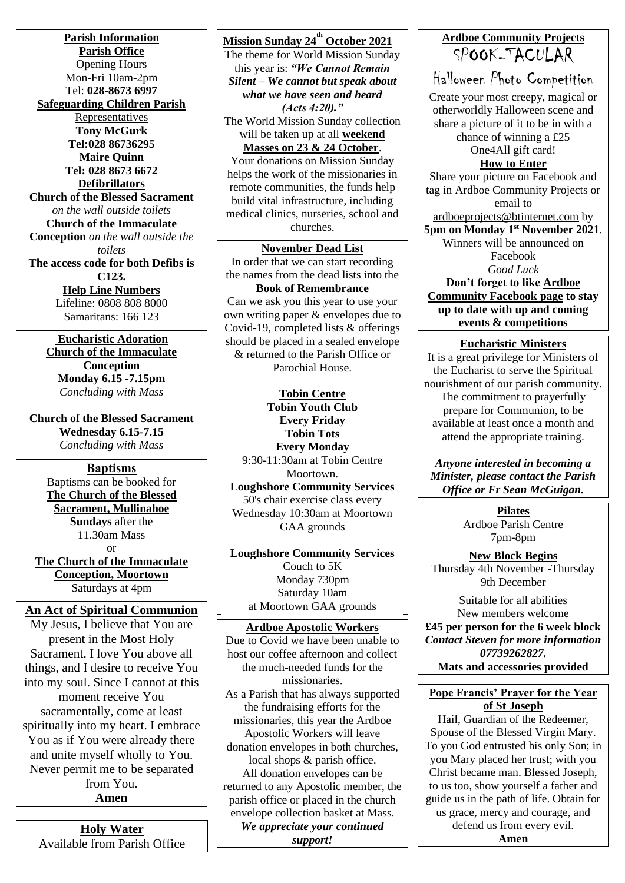## Parish Information

**Parish Office**

Opening Hours
Mon-Fri 10am-2pm
Tel: **028-8673 6997**

**Safeguarding Children Parish**

Representatives
**Tony McGurk**
**Tel:028 86736295**
**Maire Quinn**
**Tel: 028 8673 6672**

**Defibrillators**

**Church of the Blessed Sacrament** *on the wall outside toilets*
**Church of the Immaculate Conception** *on the wall outside the toilets*
**The access code for both Defibs is C123.**

**Help Line Numbers**

Lifeline: 0808 808 8000
Samaritans: 166 123

## Eucharistic Adoration

**Church of the Immaculate Conception**
**Monday 6.15 -7.15pm**
*Concluding with Mass*

**Church of the Blessed Sacrament**
**Wednesday 6.15-7.15**
*Concluding with Mass*

## Baptisms

Baptisms can be booked for **The Church of the Blessed Sacrament, Mullinahoe** **Sundays** after the 11.30am Mass
or
**The Church of the Immaculate Conception, Moortown** Saturdays at 4pm

## An Act of Spiritual Communion

My Jesus, I believe that You are present in the Most Holy Sacrament. I love You above all things, and I desire to receive You into my soul. Since I cannot at this moment receive You sacramentally, come at least spiritually into my heart. I embrace You as if You were already there and unite myself wholly to You. Never permit me to be separated from You.
**Amen**

## Holy Water

Available from Parish Office

## Mission Sunday 24th October 2021

The theme for World Mission Sunday this year is: ***"We Cannot Remain Silent – We cannot but speak about what we have seen and heard (Acts 4:20)."***
The World Mission Sunday collection will be taken up at all **weekend Masses on 23 & 24 October**.
Your donations on Mission Sunday helps the work of the missionaries in remote communities, the funds help build vital infrastructure, including medical clinics, nurseries, school and churches.

## November Dead List

In order that we can start recording the names from the dead lists into the **Book of Remembrance**
Can we ask you this year to use your own writing paper & envelopes due to Covid-19, completed lists & offerings should be placed in a sealed envelope & returned to the Parish Office or Parochial House.

## Tobin Centre

**Tobin Youth Club**
**Every Friday**
**Tobin Tots**
**Every Monday**
9:30-11:30am at Tobin Centre Moortown.

**Loughshore Community Services**
50's chair exercise class every Wednesday 10:30am at Moortown GAA grounds

**Loughshore Community Services**
Couch to 5K
Monday 730pm
Saturday 10am
at Moortown GAA grounds

## Ardboe Apostolic Workers

Due to Covid we have been unable to host our coffee afternoon and collect the much-needed funds for the missionaries.
As a Parish that has always supported the fundraising efforts for the missionaries, this year the Ardboe Apostolic Workers will leave donation envelopes in both churches, local shops & parish office.
All donation envelopes can be returned to any Apostolic member, the parish office or placed in the church envelope collection basket at Mass.
***We appreciate your continued support!***

## Ardboe Community Projects

# SPOOK-TACULAR

### Halloween Photo Competition

Create your most creepy, magical or otherworldly Halloween scene and share a picture of it to be in with a chance of winning a £25 One4All gift card!

**How to Enter**

Share your picture on Facebook and tag in Ardboe Community Projects or email to ardboeprojects@btinternet.com by **5pm on Monday 1st November 2021**.
Winners will be announced on Facebook
*Good Luck*
**Don't forget to like Ardboe Community Facebook page to stay up to date with up and coming events & competitions**

## Eucharistic Ministers

It is a great privilege for Ministers of the Eucharist to serve the Spiritual nourishment of our parish community. The commitment to prayerfully prepare for Communion, to be available at least once a month and attend the appropriate training.

***Anyone interested in becoming a Minister, please contact the Parish Office or Fr Sean McGuigan.***

## Pilates

Ardboe Parish Centre
7pm-8pm

**New Block Begins**
Thursday 4th November -Thursday 9th December

Suitable for all abilities
New members welcome
**£45 per person for the 6 week block**
***Contact Steven for more information 07739262827.***
**Mats and accessories provided**

## Pope Francis' Prayer for the Year of St Joseph

Hail, Guardian of the Redeemer, Spouse of the Blessed Virgin Mary. To you God entrusted his only Son; in you Mary placed her trust; with you Christ became man. Blessed Joseph, to us too, show yourself a father and guide us in the path of life. Obtain for us grace, mercy and courage, and defend us from every evil.
**Amen**